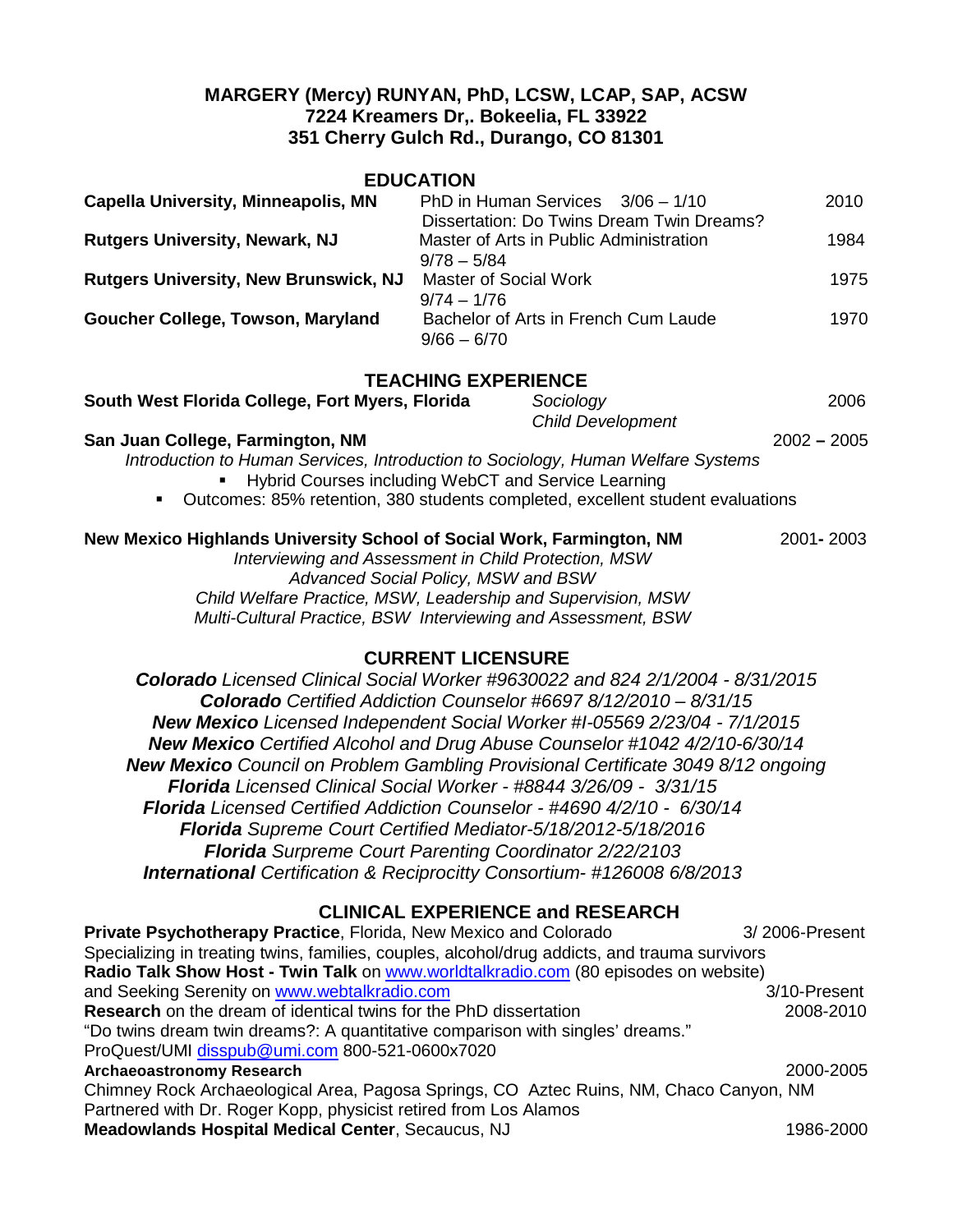# MARGERY (Mercy) RUNYAN, PhD, LCSW, LCAP, SAP, ACSW

**7224 Kreamers Dr,. Bokeelia, FL 33922**
**351 Cherry Gulch Rd., Durango, CO 81301**

## EDUCATION

| | | |
|---|---|---|
| **Capella University, Minneapolis, MN** | PhD in Human Services 3/06 – 1/10<br>Dissertation: Do Twins Dream Twin Dreams? | 2010 |
| **Rutgers University, Newark, NJ** | Master of Arts in Public Administration<br>9/78 – 5/84 | 1984 |
| **Rutgers University, New Brunswick, NJ** | Master of Social Work<br>9/74 – 1/76 | 1975 |
| **Goucher College, Towson, Maryland** | Bachelor of Arts in French Cum Laude<br>9/66 – 6/70 | 1970 |

## TEACHING EXPERIENCE

**South West Florida College, Fort Myers, Florida** — *Sociology*, *Child Development* — 2006

**San Juan College, Farmington, NM** — 2002 – 2005

*Introduction to Human Services, Introduction to Sociology, Human Welfare Systems*

- Hybrid Courses including WebCT and Service Learning
- Outcomes: 85% retention, 380 students completed, excellent student evaluations

**New Mexico Highlands University School of Social Work, Farmington, NM** — 2001- 2003

*Interviewing and Assessment in Child Protection, MSW*
*Advanced Social Policy, MSW and BSW*
*Child Welfare Practice, MSW, Leadership and Supervision, MSW*
*Multi-Cultural Practice, BSW Interviewing and Assessment, BSW*

## CURRENT LICENSURE

***Colorado*** *Licensed Clinical Social Worker #9630022 and 824 2/1/2004 - 8/31/2015*
***Colorado*** *Certified Addiction Counselor #6697 8/12/2010 – 8/31/15*
***New Mexico*** *Licensed Independent Social Worker #I-05569 2/23/04 - 7/1/2015*
***New Mexico*** *Certified Alcohol and Drug Abuse Counselor #1042 4/2/10-6/30/14*
***New Mexico*** *Council on Problem Gambling Provisional Certificate 3049 8/12 ongoing*
***Florida*** *Licensed Clinical Social Worker - #8844 3/26/09 - 3/31/15*
***Florida*** *Licensed Certified Addiction Counselor - #4690 4/2/10 - 6/30/14*
***Florida*** *Supreme Court Certified Mediator-5/18/2012-5/18/2016*
***Florida*** *Surpreme Court Parenting Coordinator 2/22/2103*
***International*** *Certification & Reciprocitty Consortium- #126008 6/8/2013*

## CLINICAL EXPERIENCE and RESEARCH

**Private Psychotherapy Practice**, Florida, New Mexico and Colorado — 3/ 2006-Present
Specializing in treating twins, families, couples, alcohol/drug addicts, and trauma survivors

**Radio Talk Show Host - Twin Talk** on www.worldtalkradio.com (80 episodes on website) and Seeking Serenity on www.webtalkradio.com — 3/10-Present

**Research** on the dream of identical twins for the PhD dissertation — 2008-2010
"Do twins dream twin dreams?: A quantitative comparison with singles' dreams."
ProQuest/UMI disspub@umi.com 800-521-0600x7020

**Archaeoastronomy Research** — 2000-2005
Chimney Rock Archaeological Area, Pagosa Springs, CO Aztec Ruins, NM, Chaco Canyon, NM
Partnered with Dr. Roger Kopp, physicist retired from Los Alamos

**Meadowlands Hospital Medical Center**, Secaucus, NJ — 1986-2000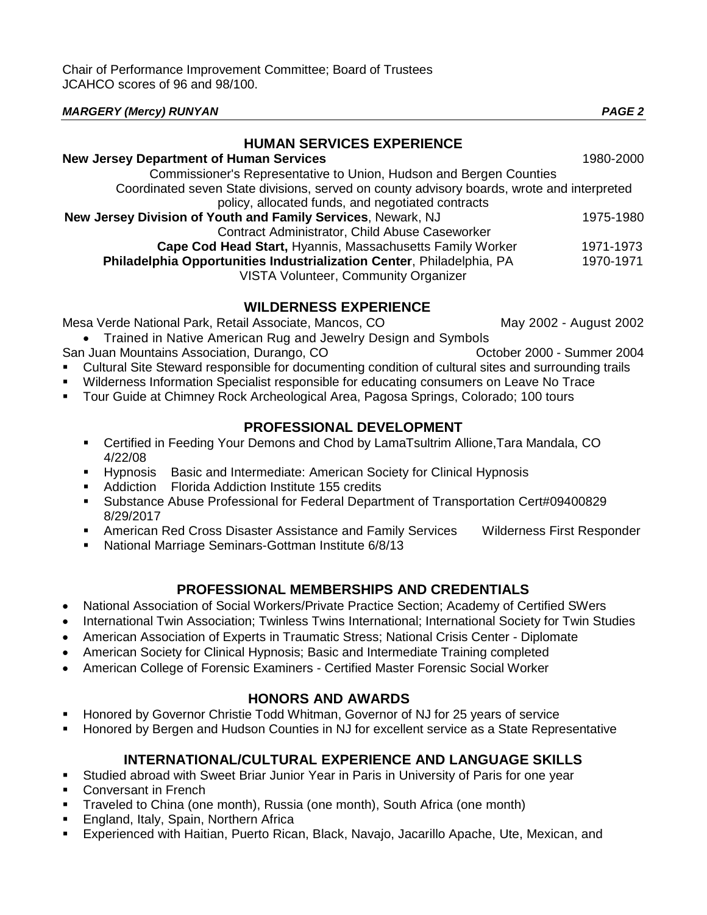Chair of Performance Improvement Committee; Board of Trustees
JCAHCO scores of 96 and 98/100.

## HUMAN SERVICES EXPERIENCE

**New Jersey Department of Human Services** 1980-2000
Commissioner's Representative to Union, Hudson and Bergen Counties
Coordinated seven State divisions, served on county advisory boards, wrote and interpreted policy, allocated funds, and negotiated contracts

**New Jersey Division of Youth and Family Services**, Newark, NJ 1975-1980
Contract Administrator, Child Abuse Caseworker

**Cape Cod Head Start,** Hyannis, Massachusetts Family Worker 1971-1973

**Philadelphia Opportunities Industrialization Center**, Philadelphia, PA 1970-1971
VISTA Volunteer, Community Organizer

## WILDERNESS EXPERIENCE

Mesa Verde National Park, Retail Associate, Mancos, CO May 2002 - August 2002

- Trained in Native American Rug and Jewelry Design and Symbols

San Juan Mountains Association, Durango, CO October 2000 - Summer 2004

- Cultural Site Steward responsible for documenting condition of cultural sites and surrounding trails
- Wilderness Information Specialist responsible for educating consumers on Leave No Trace
- Tour Guide at Chimney Rock Archeological Area, Pagosa Springs, Colorado; 100 tours

## PROFESSIONAL DEVELOPMENT

- Certified in Feeding Your Demons and Chod by LamaTsultrim Allione,Tara Mandala, CO 4/22/08
- Hypnosis Basic and Intermediate: American Society for Clinical Hypnosis
- Addiction Florida Addiction Institute 155 credits
- Substance Abuse Professional for Federal Department of Transportation Cert#09400829 8/29/2017
- American Red Cross Disaster Assistance and Family Services Wilderness First Responder
- National Marriage Seminars-Gottman Institute 6/8/13

## PROFESSIONAL MEMBERSHIPS AND CREDENTIALS

- National Association of Social Workers/Private Practice Section; Academy of Certified SWers
- International Twin Association; Twinless Twins International; International Society for Twin Studies
- American Association of Experts in Traumatic Stress; National Crisis Center - Diplomate
- American Society for Clinical Hypnosis; Basic and Intermediate Training completed
- American College of Forensic Examiners - Certified Master Forensic Social Worker

## HONORS AND AWARDS

- Honored by Governor Christie Todd Whitman, Governor of NJ for 25 years of service
- Honored by Bergen and Hudson Counties in NJ for excellent service as a State Representative

## INTERNATIONAL/CULTURAL EXPERIENCE AND LANGUAGE SKILLS

- Studied abroad with Sweet Briar Junior Year in Paris in University of Paris for one year
- Conversant in French
- Traveled to China (one month), Russia (one month), South Africa (one month)
- England, Italy, Spain, Northern Africa
- Experienced with Haitian, Puerto Rican, Black, Navajo, Jacarillo Apache, Ute, Mexican, and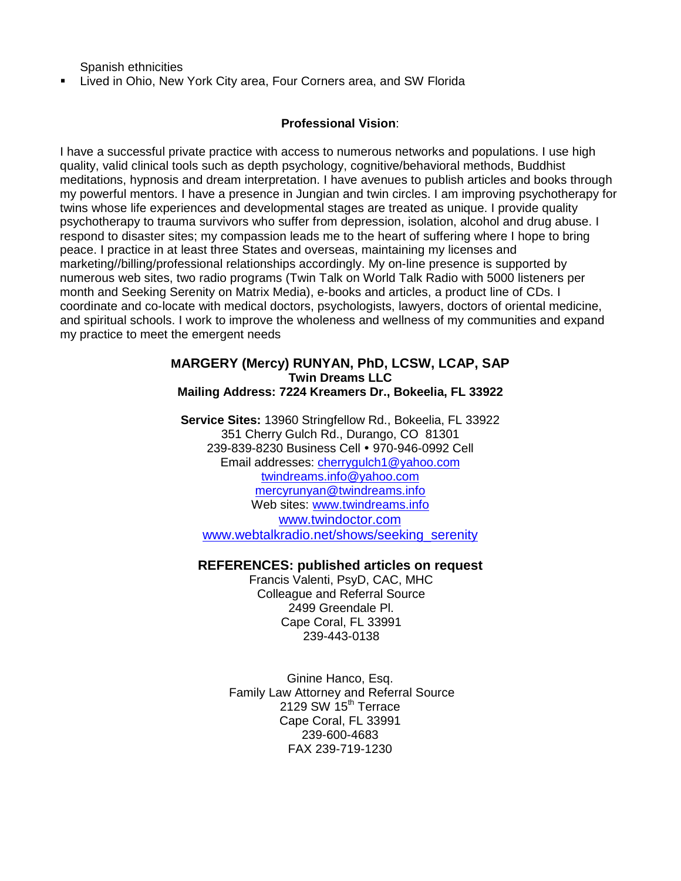Spanish ethnicities

- Lived in Ohio, New York City area, Four Corners area, and SW Florida

**Professional Vision**:

I have a successful private practice with access to numerous networks and populations. I use high quality, valid clinical tools such as depth psychology, cognitive/behavioral methods, Buddhist meditations, hypnosis and dream interpretation. I have avenues to publish articles and books through my powerful mentors. I have a presence in Jungian and twin circles. I am improving psychotherapy for twins whose life experiences and developmental stages are treated as unique. I provide quality psychotherapy to trauma survivors who suffer from depression, isolation, alcohol and drug abuse. I respond to disaster sites; my compassion leads me to the heart of suffering where I hope to bring peace. I practice in at least three States and overseas, maintaining my licenses and marketing//billing/professional relationships accordingly. My on-line presence is supported by numerous web sites, two radio programs (Twin Talk on World Talk Radio with 5000 listeners per month and Seeking Serenity on Matrix Media), e-books and articles, a product line of CDs. I coordinate and co-locate with medical doctors, psychologists, lawyers, doctors of oriental medicine, and spiritual schools. I work to improve the wholeness and wellness of my communities and expand my practice to meet the emergent needs

**MARGERY (Mercy) RUNYAN, PhD, LCSW, LCAP, SAP**
**Twin Dreams LLC**
**Mailing Address: 7224 Kreamers Dr., Bokeelia, FL 33922**

**Service Sites:** 13960 Stringfellow Rd., Bokeelia, FL 33922
351 Cherry Gulch Rd., Durango, CO 81301
239-839-8230 Business Cell • 970-946-0992 Cell
Email addresses: cherrygulch1@yahoo.com
twindreams.info@yahoo.com
mercyrunyan@twindreams.info
Web sites: www.twindreams.info
www.twindoctor.com
www.webtalkradio.net/shows/seeking_serenity

**REFERENCES: published articles on request**

Francis Valenti, PsyD, CAC, MHC
Colleague and Referral Source
2499 Greendale Pl.
Cape Coral, FL 33991
239-443-0138

Ginine Hanco, Esq.
Family Law Attorney and Referral Source
2129 SW 15th Terrace
Cape Coral, FL 33991
239-600-4683
FAX 239-719-1230